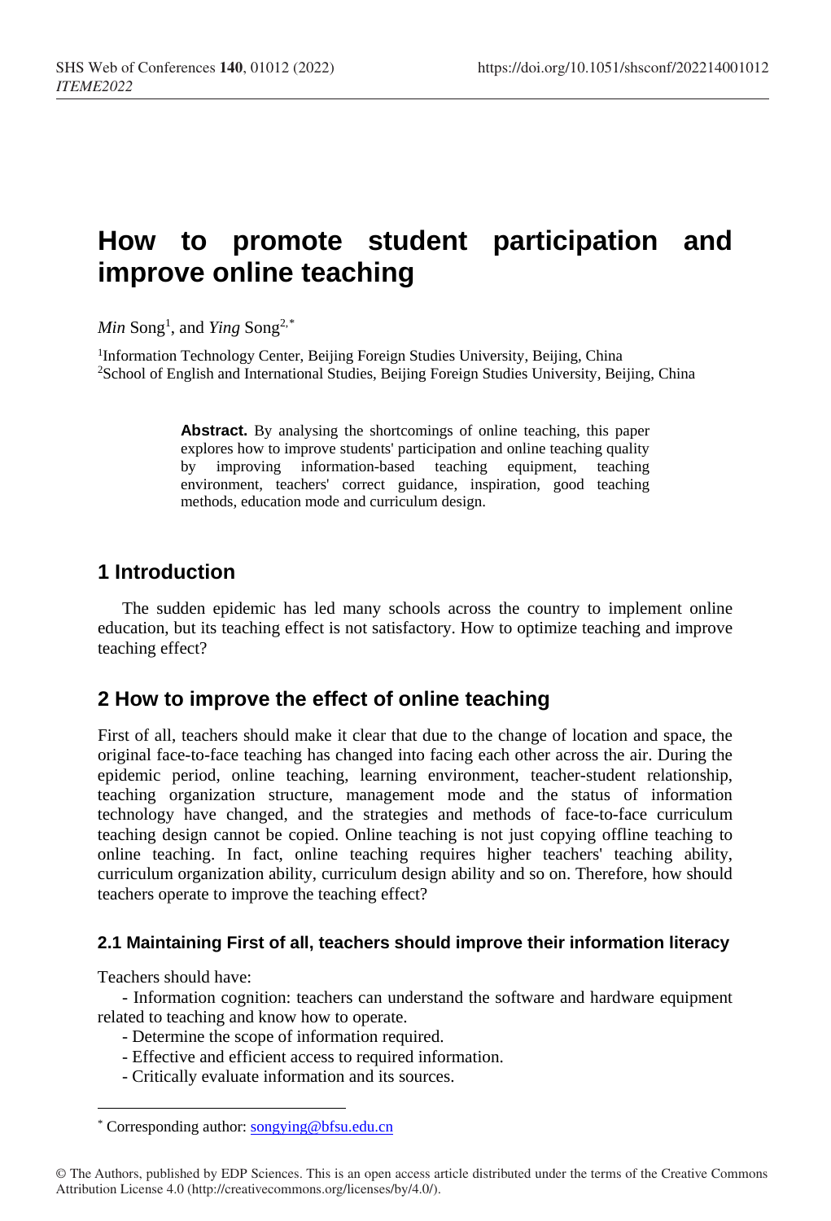# How to promote student participation and improve online teaching

*Min* Song[1], and *Ying* Song[2,*]

[1]Information Technology Center, Beijing Foreign Studies University, Beijing, China
[2]School of English and International Studies, Beijing Foreign Studies University, Beijing, China

**Abstract.** By analysing the shortcomings of online teaching, this paper explores how to improve students' participation and online teaching quality by improving information-based teaching equipment, teaching environment, teachers' correct guidance, inspiration, good teaching methods, education mode and curriculum design.

## 1 Introduction

The sudden epidemic has led many schools across the country to implement online education, but its teaching effect is not satisfactory. How to optimize teaching and improve teaching effect?

## 2 How to improve the effect of online teaching

First of all, teachers should make it clear that due to the change of location and space, the original face-to-face teaching has changed into facing each other across the air. During the epidemic period, online teaching, learning environment, teacher-student relationship, teaching organization structure, management mode and the status of information technology have changed, and the strategies and methods of face-to-face curriculum teaching design cannot be copied. Online teaching is not just copying offline teaching to online teaching. In fact, online teaching requires higher teachers' teaching ability, curriculum organization ability, curriculum design ability and so on. Therefore, how should teachers operate to improve the teaching effect?

### 2.1 Maintaining First of all, teachers should improve their information literacy

Teachers should have:

- Information cognition: teachers can understand the software and hardware equipment related to teaching and know how to operate.
- Determine the scope of information required.
- Effective and efficient access to required information.
- Critically evaluate information and its sources.

* Corresponding author: songying@bfsu.edu.cn

© The Authors, published by EDP Sciences. This is an open access article distributed under the terms of the Creative Commons Attribution License 4.0 (http://creativecommons.org/licenses/by/4.0/).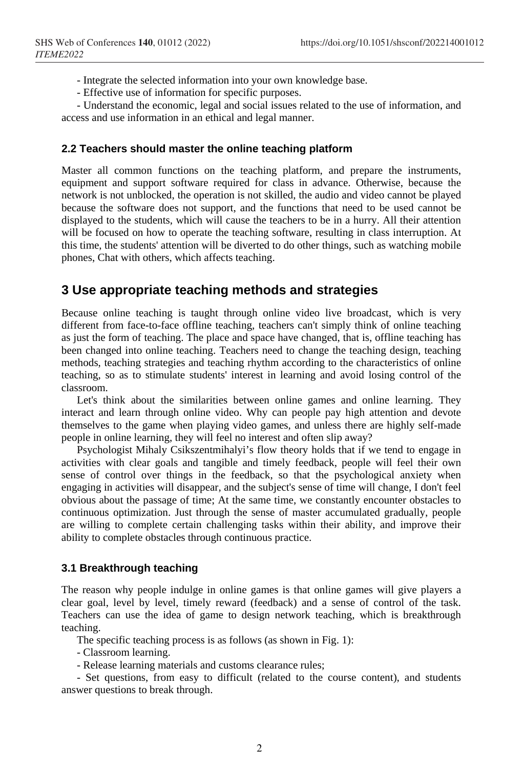- Integrate the selected information into your own knowledge base.
- Effective use of information for specific purposes.
- Understand the economic, legal and social issues related to the use of information, and access and use information in an ethical and legal manner.

### 2.2 Teachers should master the online teaching platform

Master all common functions on the teaching platform, and prepare the instruments, equipment and support software required for class in advance. Otherwise, because the network is not unblocked, the operation is not skilled, the audio and video cannot be played because the software does not support, and the functions that need to be used cannot be displayed to the students, which will cause the teachers to be in a hurry. All their attention will be focused on how to operate the teaching software, resulting in class interruption. At this time, the students' attention will be diverted to do other things, such as watching mobile phones, Chat with others, which affects teaching.

## 3 Use appropriate teaching methods and strategies

Because online teaching is taught through online video live broadcast, which is very different from face-to-face offline teaching, teachers can't simply think of online teaching as just the form of teaching. The place and space have changed, that is, offline teaching has been changed into online teaching. Teachers need to change the teaching design, teaching methods, teaching strategies and teaching rhythm according to the characteristics of online teaching, so as to stimulate students' interest in learning and avoid losing control of the classroom.

Let's think about the similarities between online games and online learning. They interact and learn through online video. Why can people pay high attention and devote themselves to the game when playing video games, and unless there are highly self-made people in online learning, they will feel no interest and often slip away?

Psychologist Mihaly Csikszentmihalyi's flow theory holds that if we tend to engage in activities with clear goals and tangible and timely feedback, people will feel their own sense of control over things in the feedback, so that the psychological anxiety when engaging in activities will disappear, and the subject's sense of time will change, I don't feel obvious about the passage of time; At the same time, we constantly encounter obstacles to continuous optimization. Just through the sense of master accumulated gradually, people are willing to complete certain challenging tasks within their ability, and improve their ability to complete obstacles through continuous practice.

### 3.1 Breakthrough teaching

The reason why people indulge in online games is that online games will give players a clear goal, level by level, timely reward (feedback) and a sense of control of the task. Teachers can use the idea of game to design network teaching, which is breakthrough teaching.

The specific teaching process is as follows (as shown in Fig. 1):

- Classroom learning.
- Release learning materials and customs clearance rules;
- Set questions, from easy to difficult (related to the course content), and students answer questions to break through.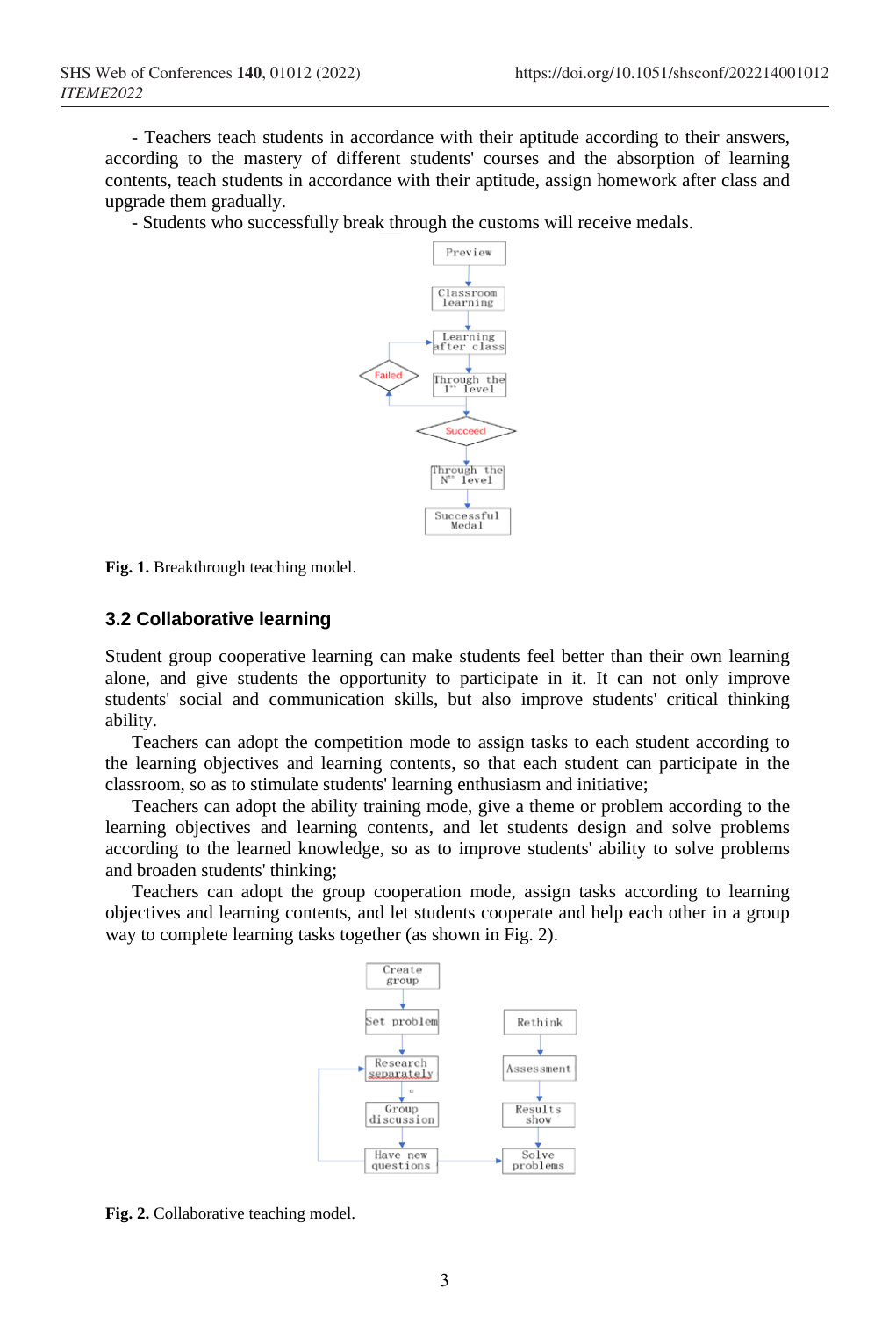- Teachers teach students in accordance with their aptitude according to their answers, according to the mastery of different students' courses and the absorption of learning contents, teach students in accordance with their aptitude, assign homework after class and upgrade them gradually.

- Students who successfully break through the customs will receive medals.

Fig. 1. Breakthrough teaching model.

### 3.2 Collaborative learning

Student group cooperative learning can make students feel better than their own learning alone, and give students the opportunity to participate in it. It can not only improve students' social and communication skills, but also improve students' critical thinking ability.

Teachers can adopt the competition mode to assign tasks to each student according to the learning objectives and learning contents, so that each student can participate in the classroom, so as to stimulate students' learning enthusiasm and initiative;

Teachers can adopt the ability training mode, give a theme or problem according to the learning objectives and learning contents, and let students design and solve problems according to the learned knowledge, so as to improve students' ability to solve problems and broaden students' thinking;

Teachers can adopt the group cooperation mode, assign tasks according to learning objectives and learning contents, and let students cooperate and help each other in a group way to complete learning tasks together (as shown in Fig. 2).

Fig. 2. Collaborative teaching model.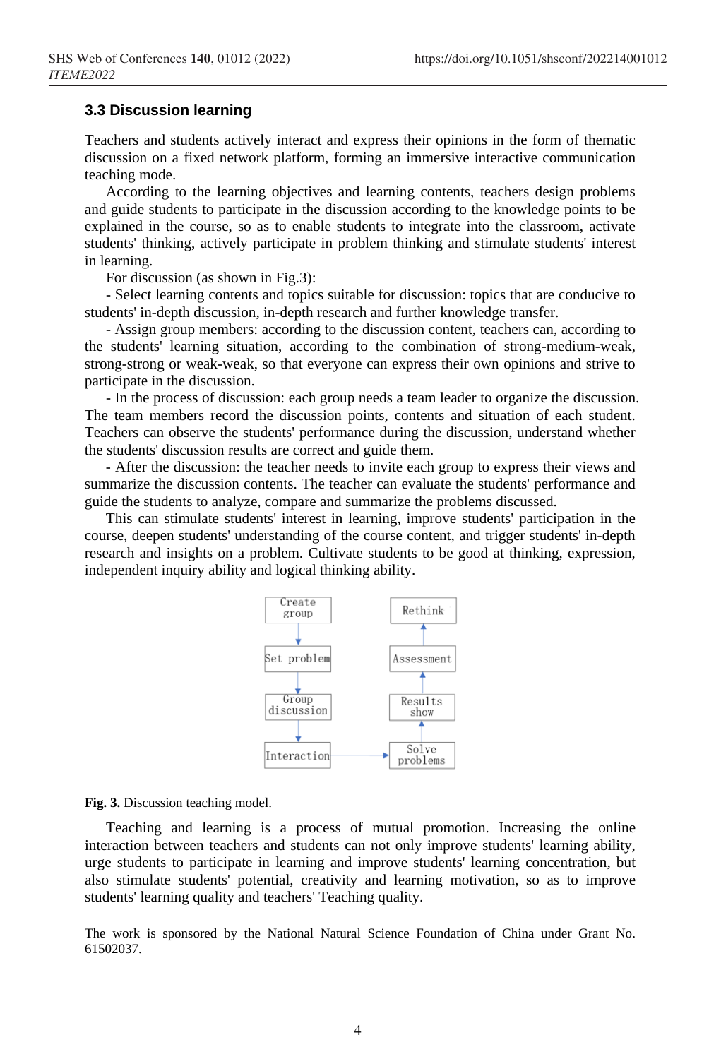### 3.3 Discussion learning

Teachers and students actively interact and express their opinions in the form of thematic discussion on a fixed network platform, forming an immersive interactive communication teaching mode.

According to the learning objectives and learning contents, teachers design problems and guide students to participate in the discussion according to the knowledge points to be explained in the course, so as to enable students to integrate into the classroom, activate students' thinking, actively participate in problem thinking and stimulate students' interest in learning.

For discussion (as shown in Fig.3):

- Select learning contents and topics suitable for discussion: topics that are conducive to students' in-depth discussion, in-depth research and further knowledge transfer.
- Assign group members: according to the discussion content, teachers can, according to the students' learning situation, according to the combination of strong-medium-weak, strong-strong or weak-weak, so that everyone can express their own opinions and strive to participate in the discussion.
- In the process of discussion: each group needs a team leader to organize the discussion. The team members record the discussion points, contents and situation of each student. Teachers can observe the students' performance during the discussion, understand whether the students' discussion results are correct and guide them.
- After the discussion: the teacher needs to invite each group to express their views and summarize the discussion contents. The teacher can evaluate the students' performance and guide the students to analyze, compare and summarize the problems discussed.

This can stimulate students' interest in learning, improve students' participation in the course, deepen students' understanding of the course content, and trigger students' in-depth research and insights on a problem. Cultivate students to be good at thinking, expression, independent inquiry ability and logical thinking ability.

Create group → Set problem → Group discussion → Interaction → Solve problems → Results show → Assessment → Rethink

**Fig. 3.** Discussion teaching model.

Teaching and learning is a process of mutual promotion. Increasing the online interaction between teachers and students can not only improve students' learning ability, urge students to participate in learning and improve students' learning concentration, but also stimulate students' potential, creativity and learning motivation, so as to improve students' learning quality and teachers' Teaching quality.

The work is sponsored by the National Natural Science Foundation of China under Grant No. 61502037.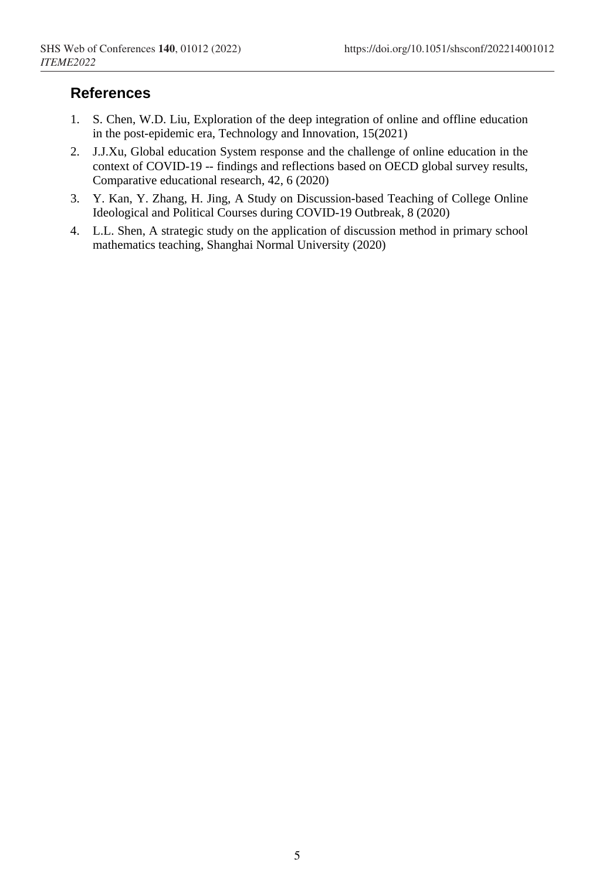## References

1. S. Chen, W.D. Liu, Exploration of the deep integration of online and offline education in the post-epidemic era, Technology and Innovation, 15(2021)
2. J.J.Xu, Global education System response and the challenge of online education in the context of COVID-19 -- findings and reflections based on OECD global survey results, Comparative educational research, 42, 6 (2020)
3. Y. Kan, Y. Zhang, H. Jing, A Study on Discussion-based Teaching of College Online Ideological and Political Courses during COVID-19 Outbreak, 8 (2020)
4. L.L. Shen, A strategic study on the application of discussion method in primary school mathematics teaching, Shanghai Normal University (2020)